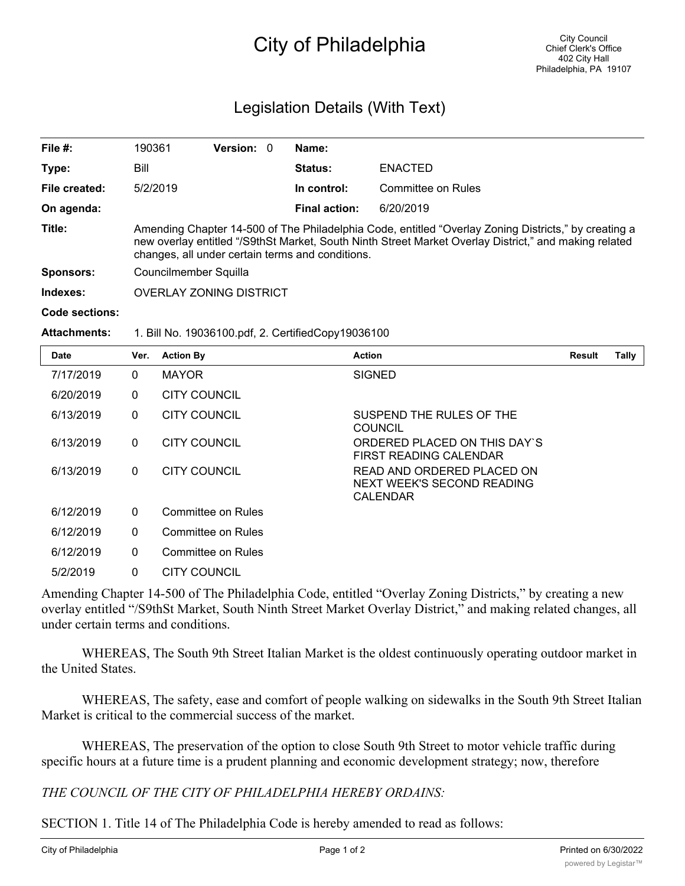# City of Philadelphia

City Council
Chief Clerk's Office
402 City Hall
Philadelphia, PA 19107

## Legislation Details (With Text)

| | | | | | |
|---|---|---|---|---|---|
| **File #:** | 190361 | **Version:** 0 | | **Name:** | |
| **Type:** | Bill | | | **Status:** | ENACTED |
| **File created:** | 5/2/2019 | | | **In control:** | Committee on Rules |
| **On agenda:** | | | | **Final action:** | 6/20/2019 |

**Title:** Amending Chapter 14-500 of The Philadelphia Code, entitled "Overlay Zoning Districts," by creating a new overlay entitled "/S9thSt Market, South Ninth Street Market Overlay District," and making related changes, all under certain terms and conditions.

**Sponsors:** Councilmember Squilla

**Indexes:** OVERLAY ZONING DISTRICT

**Code sections:**

**Attachments:** 1. Bill No. 19036100.pdf, 2. CertifiedCopy19036100

| Date | Ver. | Action By | Action | Result | Tally |
|---|---|---|---|---|---|
| 7/17/2019 | 0 | MAYOR | SIGNED | | |
| 6/20/2019 | 0 | CITY COUNCIL | | | |
| 6/13/2019 | 0 | CITY COUNCIL | SUSPEND THE RULES OF THE COUNCIL | | |
| 6/13/2019 | 0 | CITY COUNCIL | ORDERED PLACED ON THIS DAY`S FIRST READING CALENDAR | | |
| 6/13/2019 | 0 | CITY COUNCIL | READ AND ORDERED PLACED ON NEXT WEEK'S SECOND READING CALENDAR | | |
| 6/12/2019 | 0 | Committee on Rules | | | |
| 6/12/2019 | 0 | Committee on Rules | | | |
| 6/12/2019 | 0 | Committee on Rules | | | |
| 5/2/2019 | 0 | CITY COUNCIL | | | |

Amending Chapter 14-500 of The Philadelphia Code, entitled "Overlay Zoning Districts," by creating a new overlay entitled "/S9thSt Market, South Ninth Street Market Overlay District," and making related changes, all under certain terms and conditions.

WHEREAS, The South 9th Street Italian Market is the oldest continuously operating outdoor market in the United States.

WHEREAS, The safety, ease and comfort of people walking on sidewalks in the South 9th Street Italian Market is critical to the commercial success of the market.

WHEREAS, The preservation of the option to close South 9th Street to motor vehicle traffic during specific hours at a future time is a prudent planning and economic development strategy; now, therefore

*THE COUNCIL OF THE CITY OF PHILADELPHIA HEREBY ORDAINS:*

SECTION 1. Title 14 of The Philadelphia Code is hereby amended to read as follows: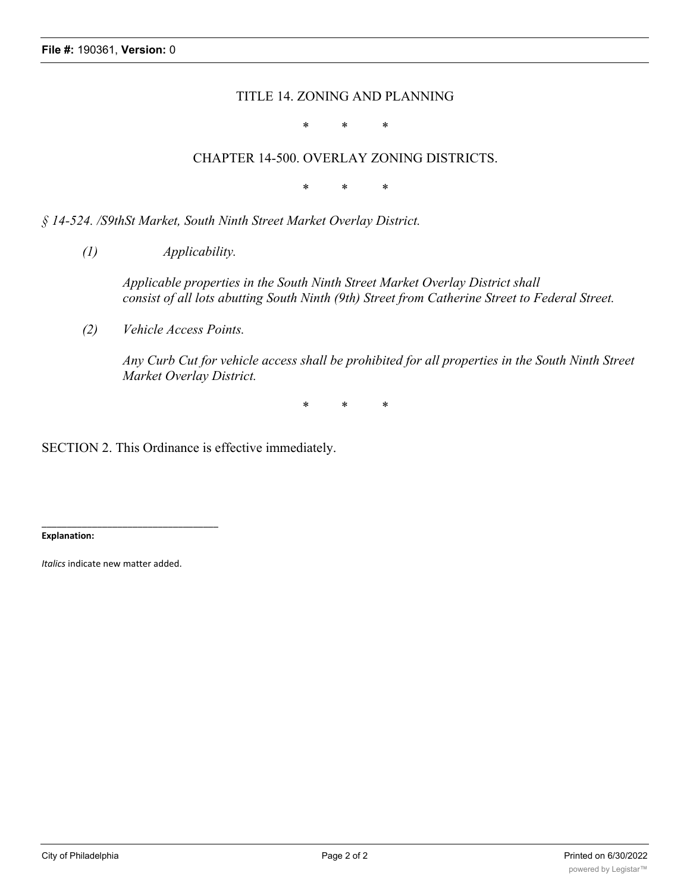TITLE 14. ZONING AND PLANNING

\* \* \*

CHAPTER 14-500. OVERLAY ZONING DISTRICTS.

\* \* \*

*§ 14-524. /S9thSt Market, South Ninth Street Market Overlay District.*

*(1) Applicability.*

*Applicable properties in the South Ninth Street Market Overlay District shall consist of all lots abutting South Ninth (9th) Street from Catherine Street to Federal Street.*

*(2) Vehicle Access Points.*

*Any Curb Cut for vehicle access shall be prohibited for all properties in the South Ninth Street Market Overlay District.*

\* \* \*

SECTION 2. This Ordinance is effective immediately.

---

**Explanation:**

*Italics* indicate new matter added.